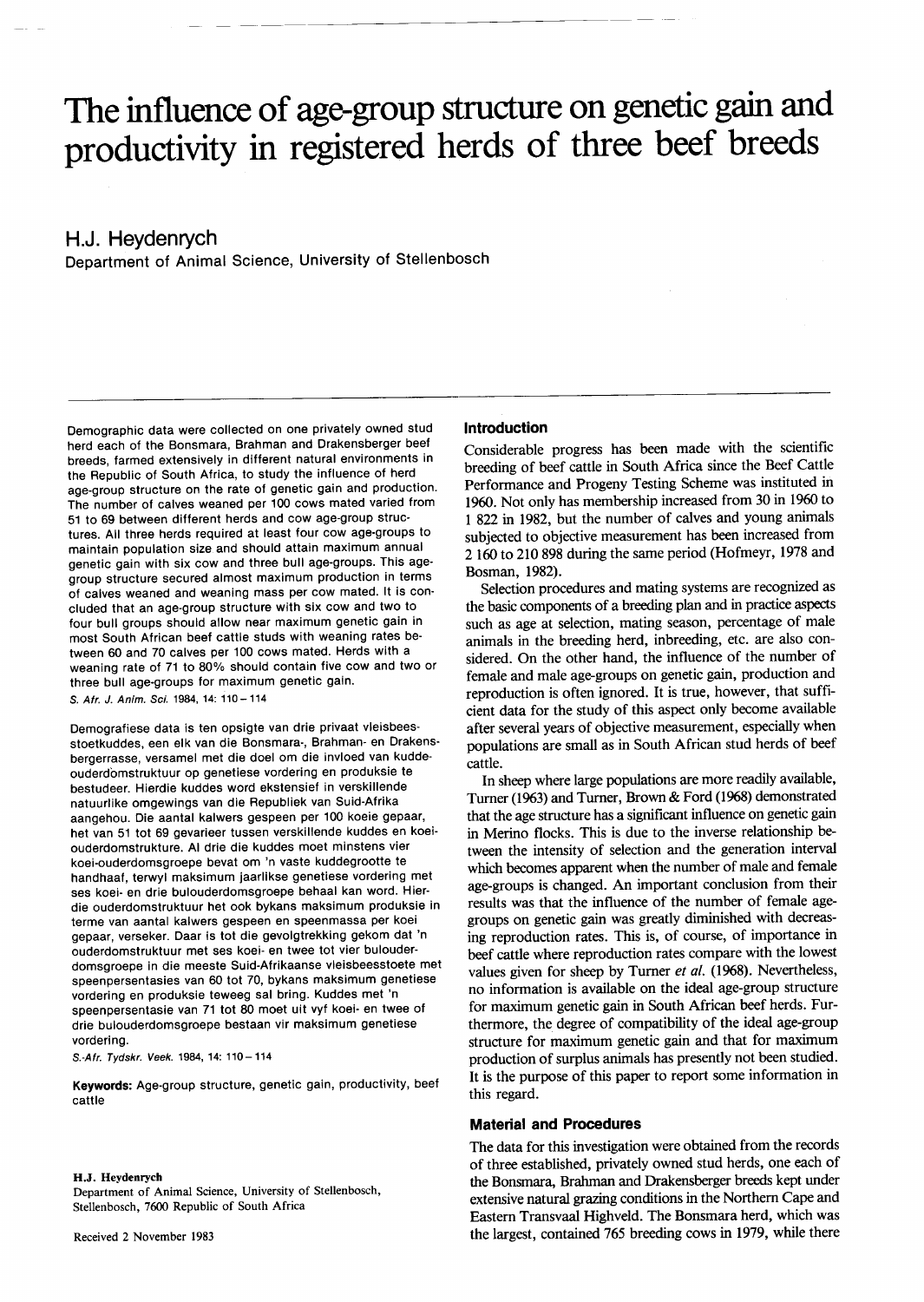# The influence of age-group structure on genetic gain and productivity in registered herds of three beef breeds

## H.J. Heydenrych

Department of Animal Science, University of Stellenbosch

Demographic data were collected on one privately owned stud herd each of the Bonsmara, Brahman and Drakensberger beef breeds, farmed extensively in different natural environments in the Republic of South Africa, to study the influence of herd age-group structure on the rate of genetic gain and production. The number of calves weaned per 100 cows mated varied from 51 to 69 between different herds and cow age-group structures. All three herds required at least four cow age-groups to maintain population size and should attain maximum annual genetic gain with six cow and three bull age-groups. This age-group structure secured almost maximum production in terms of calves weaned and weaning mass per cow mated. It is concluded that an age-group structure with six cow and two to four bull groups should allow near maximum genetic gain in most South African beef cattle studs with weaning rates between 60 and 70 calves per 100 cows mated. Herds with a weaning rate of 71 to 80% should contain five cow and two or three bull age-groups for maximum genetic gain.

*S. Afr. J. Anim. Sci.* 1984, 14: 110 – 114

Demografiese data is ten opsigte van drie privaat vleisbeesstoetkuddes, een elk van die Bonsmara-, Brahman- en Drakensbergerrasse, versamel met die doel om die invloed van kudde-ouderdomstruktuur op genetiese vordering en produksie te bestudeer. Hierdie kuddes word ekstensief in verskillende natuurlike omgewings van die Republiek van Suid-Afrika aangehou. Die aantal kalwers gespeen per 100 koeie gepaar, het van 51 tot 69 gevarieer tussen verskillende kuddes en koei-ouderdomstrukture. Al drie die kuddes moet minstens vier koei-ouderdomsgroepe bevat om 'n vaste kuddegrootte te handhaaf, terwyl maksimum jaarlikse genetiese vordering met ses koei- en drie bulouderdomsgroepe behaal kan word. Hierdie ouderdomstruktuur het ook bykans maksimum produksie in terme van aantal kalwers gespeen en speenmassa per koei gepaar, verseker. Daar is tot die gevolgtrekking gekom dat 'n ouderdomstruktuur met ses koei- en twee tot vier bulouderdomsgroepe in die meeste Suid-Afrikaanse vleisbeesstoete met speenpersentasies van 60 tot 70, bykans maksimum genetiese vordering en produksie teweeg sal bring. Kuddes met 'n speenpersentasie van 71 tot 80 moet uit vyf koei- en twee of drie bulouderdomsgroepe bestaan vir maksimum genetiese vordering.

*S.-Afr. Tydskr. Veek.* 1984, 14: 110 – 114

**Keywords:** Age-group structure, genetic gain, productivity, beef cattle

**H.J. Heydenrych**
Department of Animal Science, University of Stellenbosch, Stellenbosch, 7600 Republic of South Africa

Received 2 November 1983

## Introduction

Considerable progress has been made with the scientific breeding of beef cattle in South Africa since the Beef Cattle Performance and Progeny Testing Scheme was instituted in 1960. Not only has membership increased from 30 in 1960 to 1 822 in 1982, but the number of calves and young animals subjected to objective measurement has been increased from 2 160 to 210 898 during the same period (Hofmeyr, 1978 and Bosman, 1982).

Selection procedures and mating systems are recognized as the basic components of a breeding plan and in practice aspects such as age at selection, mating season, percentage of male animals in the breeding herd, inbreeding, etc. are also considered. On the other hand, the influence of the number of female and male age-groups on genetic gain, production and reproduction is often ignored. It is true, however, that sufficient data for the study of this aspect only become available after several years of objective measurement, especially when populations are small as in South African stud herds of beef cattle.

In sheep where large populations are more readily available, Turner (1963) and Turner, Brown & Ford (1968) demonstrated that the age structure has a significant influence on genetic gain in Merino flocks. This is due to the inverse relationship between the intensity of selection and the generation interval which becomes apparent when the number of male and female age-groups is changed. An important conclusion from their results was that the influence of the number of female age-groups on genetic gain was greatly diminished with decreasing reproduction rates. This is, of course, of importance in beef cattle where reproduction rates compare with the lowest values given for sheep by Turner *et al.* (1968). Nevertheless, no information is available on the ideal age-group structure for maximum genetic gain in South African beef herds. Furthermore, the degree of compatibility of the ideal age-group structure for maximum genetic gain and that for maximum production of surplus animals has presently not been studied. It is the purpose of this paper to report some information in this regard.

## Material and Procedures

The data for this investigation were obtained from the records of three established, privately owned stud herds, one each of the Bonsmara, Brahman and Drakensberger breeds kept under extensive natural grazing conditions in the Northern Cape and Eastern Transvaal Highveld. The Bonsmara herd, which was the largest, contained 765 breeding cows in 1979, while there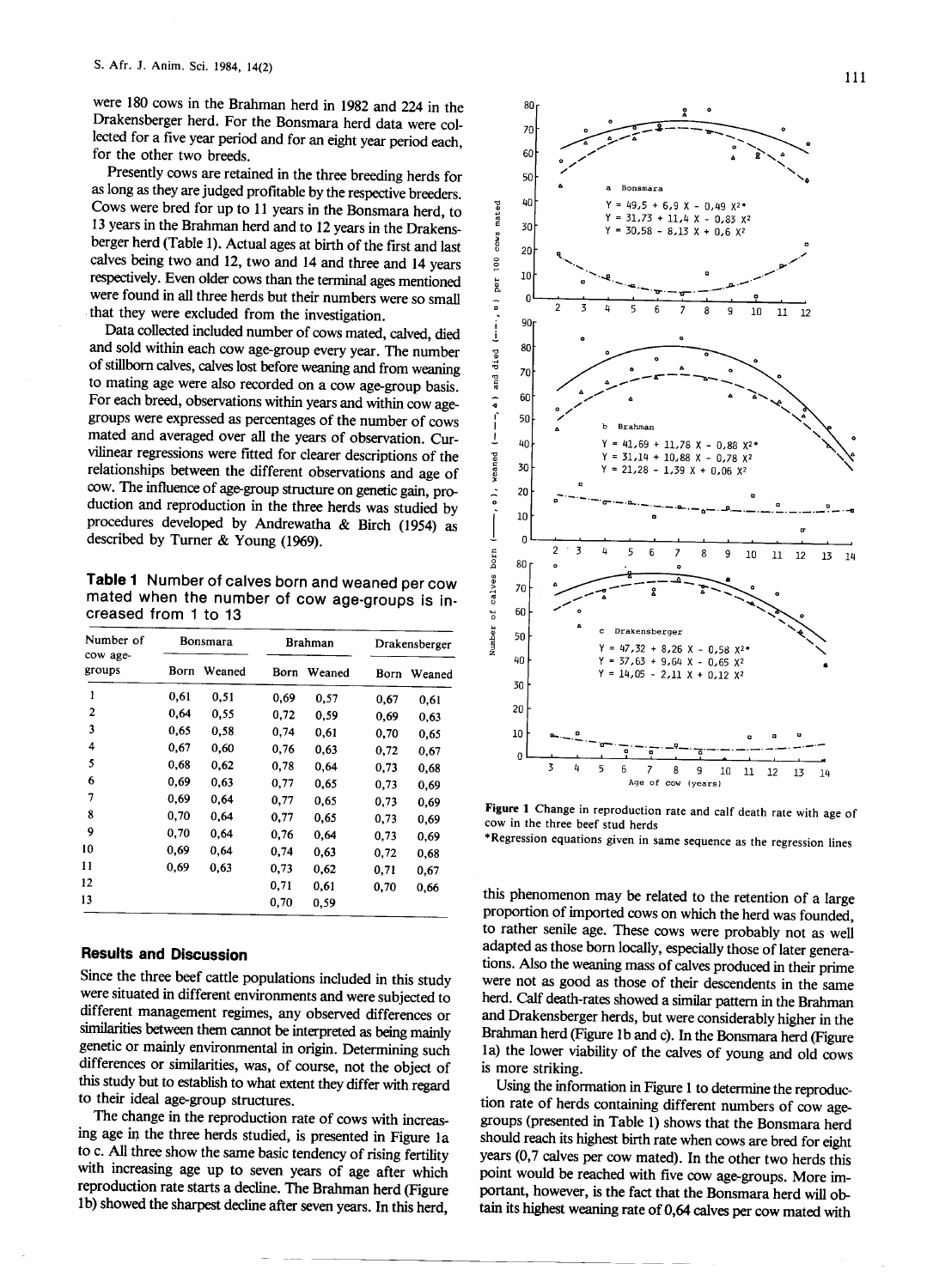were 180 cows in the Brahman herd in 1982 and 224 in the Drakensberger herd. For the Bonsmara herd data were collected for a five year period and for an eight year period each, for the other two breeds.

Presently cows are retained in the three breeding herds for as long as they are judged profitable by the respective breeders. Cows were bred for up to 11 years in the Bonsmara herd, to 13 years in the Brahman herd and to 12 years in the Drakensberger herd (Table 1). Actual ages at birth of the first and last calves being two and 12, two and 14 and three and 14 years respectively. Even older cows than the terminal ages mentioned were found in all three herds but their numbers were so small that they were excluded from the investigation.

Data collected included number of cows mated, calved, died and sold within each cow age-group every year. The number of stillborn calves, calves lost before weaning and from weaning to mating age were also recorded on a cow age-group basis. For each breed, observations within years and within cow age-groups were expressed as percentages of the number of cows mated and averaged over all the years of observation. Curvilinear regressions were fitted for clearer descriptions of the relationships between the different observations and age of cow. The influence of age-group structure on genetic gain, production and reproduction in the three herds was studied by procedures developed by Andrewatha & Birch (1954) as described by Turner & Young (1969).

**Table 1** Number of calves born and weaned per cow mated when the number of cow age-groups is increased from 1 to 13

| Number of cow age-groups | Bonsmara | | Brahman | | Drakensberger | |
|---|---|---|---|---|---|---|
| | Born | Weaned | Born | Weaned | Born | Weaned |
| 1 | 0,61 | 0,51 | 0,69 | 0,57 | 0,67 | 0,61 |
| 2 | 0,64 | 0,55 | 0,72 | 0,59 | 0,69 | 0,63 |
| 3 | 0,65 | 0,58 | 0,74 | 0,61 | 0,70 | 0,65 |
| 4 | 0,67 | 0,60 | 0,76 | 0,63 | 0,72 | 0,67 |
| 5 | 0,68 | 0,62 | 0,78 | 0,64 | 0,73 | 0,68 |
| 6 | 0,69 | 0,63 | 0,77 | 0,65 | 0,73 | 0,69 |
| 7 | 0,69 | 0,64 | 0,77 | 0,65 | 0,73 | 0,69 |
| 8 | 0,70 | 0,64 | 0,77 | 0,65 | 0,73 | 0,69 |
| 9 | 0,70 | 0,64 | 0,76 | 0,64 | 0,73 | 0,69 |
| 10 | 0,69 | 0,64 | 0,74 | 0,63 | 0,72 | 0,68 |
| 11 | 0,69 | 0,63 | 0,73 | 0,62 | 0,71 | 0,67 |
| 12 | | | 0,71 | 0,61 | 0,70 | 0,66 |
| 13 | | | 0,70 | 0,59 | | |

## Results and Discussion

Since the three beef cattle populations included in this study were situated in different environments and were subjected to different management regimes, any observed differences or similarities between them cannot be interpreted as being mainly genetic or mainly environmental in origin. Determining such differences or similarities, was, of course, not the object of this study but to establish to what extent they differ with regard to their ideal age-group structures.

The change in the reproduction rate of cows with increasing age in the three herds studied, is presented in Figure 1a to c. All three show the same basic tendency of rising fertility with increasing age up to seven years of age after which reproduction rate starts a decline. The Brahman herd (Figure 1b) showed the sharpest decline after seven years. In this herd, this phenomenon may be related to the retention of a large proportion of imported cows on which the herd was founded, to rather senile age. These cows were probably not as well adapted as those born locally, especially those of later generations. Also the weaning mass of calves produced in their prime were not as good as those of their descendents in the same herd. Calf death-rates showed a similar pattern in the Brahman and Drakensberger herds, but were considerably higher in the Brahman herd (Figure 1b and c). In the Bonsmara herd (Figure 1a) the lower viability of the calves of young and old cows is more striking.

Using the information in Figure 1 to determine the reproduction rate of herds containing different numbers of cow age-groups (presented in Table 1) shows that the Bonsmara herd should reach its highest birth rate when cows are bred for eight years (0,7 calves per cow mated). In the other two herds this point would be reached with five cow age-groups. More important, however, is the fact that the Bonsmara herd will obtain its highest weaning rate of 0,64 calves per cow mated with

a Bonsmara: $Y = 49{,}5 + 6{,}9X - 0{,}49X^2$*; $Y = 31{,}73 + 11{,}4X - 0{,}83X^2$; $Y = 30{,}58 - 8{,}13X + 0{,}6X^2$

b Brahman: $Y = 41{,}69 + 11{,}78X - 0{,}88X^2$*; $Y = 31{,}14 + 10{,}88X - 0{,}78X^2$; $Y = 21{,}28 - 1{,}39X + 0{,}06X^2$

c Drakensberger: $Y = 47{,}32 + 8{,}26X - 0{,}58X^2$*; $Y = 37{,}63 + 9{,}64X - 0{,}65X^2$; $Y = 14{,}05 - 2{,}11X + 0{,}12X^2$

**Figure 1** Change in reproduction rate and calf death rate with age of cow in the three beef stud herds

*Regression equations given in same sequence as the regression lines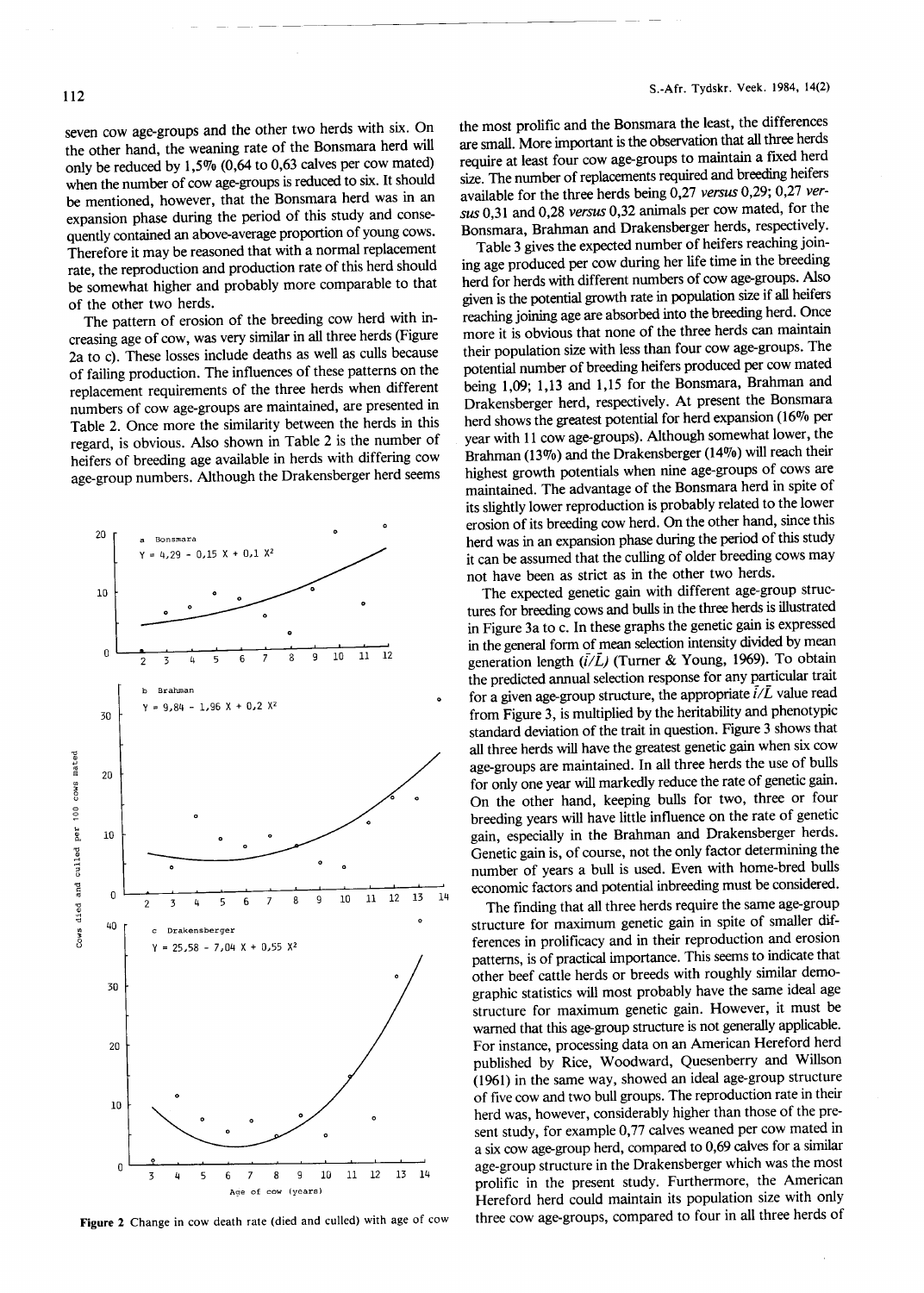seven cow age-groups and the other two herds with six. On the other hand, the weaning rate of the Bonsmara herd will only be reduced by 1,5% (0,64 to 0,63 calves per cow mated) when the number of cow age-groups is reduced to six. It should be mentioned, however, that the Bonsmara herd was in an expansion phase during the period of this study and consequently contained an above-average proportion of young cows. Therefore it may be reasoned that with a normal replacement rate, the reproduction and production rate of this herd should be somewhat higher and probably more comparable to that of the other two herds.

The pattern of erosion of the breeding cow herd with increasing age of cow, was very similar in all three herds (Figure 2a to c). These losses include deaths as well as culls because of failing production. The influences of these patterns on the replacement requirements of the three herds when different numbers of cow age-groups are maintained, are presented in Table 2. Once more the similarity between the herds in this regard, is obvious. Also shown in Table 2 is the number of heifers of breeding age available in herds with differing cow age-group numbers. Although the Drakensberger herd seems the most prolific and the Bonsmara the least, the differences are small. More important is the observation that all three herds require at least four cow age-groups to maintain a fixed herd size. The number of replacements required and breeding heifers available for the three herds being 0,27 *versus* 0,29; 0,27 *versus* 0,31 and 0,28 *versus* 0,32 animals per cow mated, for the Bonsmara, Brahman and Drakensberger herds, respectively.

Figure 2 Change in cow death rate (died and culled) with age of cow

a Bonsmara: $Y = 4{,}29 - 0{,}15\ X + 0{,}1\ X^2$

b Brahman: $Y = 9{,}84 - 1{,}96\ X + 0{,}2\ X^2$

c Drakensberger: $Y = 25{,}58 - 7{,}04\ X + 0{,}55\ X^2$

Table 3 gives the expected number of heifers reaching joining age produced per cow during her life time in the breeding herd for herds with different numbers of cow age-groups. Also given is the potential growth rate in population size if all heifers reaching joining age are absorbed into the breeding herd. Once more it is obvious that none of the three herds can maintain their population size with less than four cow age-groups. The potential number of breeding heifers produced per cow mated being 1,09; 1,13 and 1,15 for the Bonsmara, Brahman and Drakensberger herd, respectively. At present the Bonsmara herd shows the greatest potential for herd expansion (16% per year with 11 cow age-groups). Although somewhat lower, the Brahman (13%) and the Drakensberger (14%) will reach their highest growth potentials when nine age-groups of cows are maintained. The advantage of the Bonsmara herd in spite of its slightly lower reproduction is probably related to the lower erosion of its breeding cow herd. On the other hand, since this herd was in an expansion phase during the period of this study it can be assumed that the culling of older breeding cows may not have been as strict as in the other two herds.

The expected genetic gain with different age-group structures for breeding cows and bulls in the three herds is illustrated in Figure 3a to c. In these graphs the genetic gain is expressed in the general form of mean selection intensity divided by mean generation length ($\bar{i}/\bar{L}$) (Turner & Young, 1969). To obtain the predicted annual selection response for any particular trait for a given age-group structure, the appropriate $\bar{i}/\bar{L}$ value read from Figure 3, is multiplied by the heritability and phenotypic standard deviation of the trait in question. Figure 3 shows that all three herds will have the greatest genetic gain when six cow age-groups are maintained. In all three herds the use of bulls for only one year will markedly reduce the rate of genetic gain. On the other hand, keeping bulls for two, three or four breeding years will have little influence on the rate of genetic gain, especially in the Brahman and Drakensberger herds. Genetic gain is, of course, not the only factor determining the number of years a bull is used. Even with home-bred bulls economic factors and potential inbreeding must be considered.

The finding that all three herds require the same age-group structure for maximum genetic gain in spite of smaller differences in prolificacy and in their reproduction and erosion patterns, is of practical importance. This seems to indicate that other beef cattle herds or breeds with roughly similar demographic statistics will most probably have the same ideal age structure for maximum genetic gain. However, it must be warned that this age-group structure is not generally applicable. For instance, processing data on an American Hereford herd published by Rice, Woodward, Quesenberry and Willson (1961) in the same way, showed an ideal age-group structure of five cow and two bull groups. The reproduction rate in their herd was, however, considerably higher than those of the present study, for example 0,77 calves weaned per cow mated in a six cow age-group herd, compared to 0,69 calves for a similar age-group structure in the Drakensberger which was the most prolific in the present study. Furthermore, the American Hereford herd could maintain its population size with only three cow age-groups, compared to four in all three herds of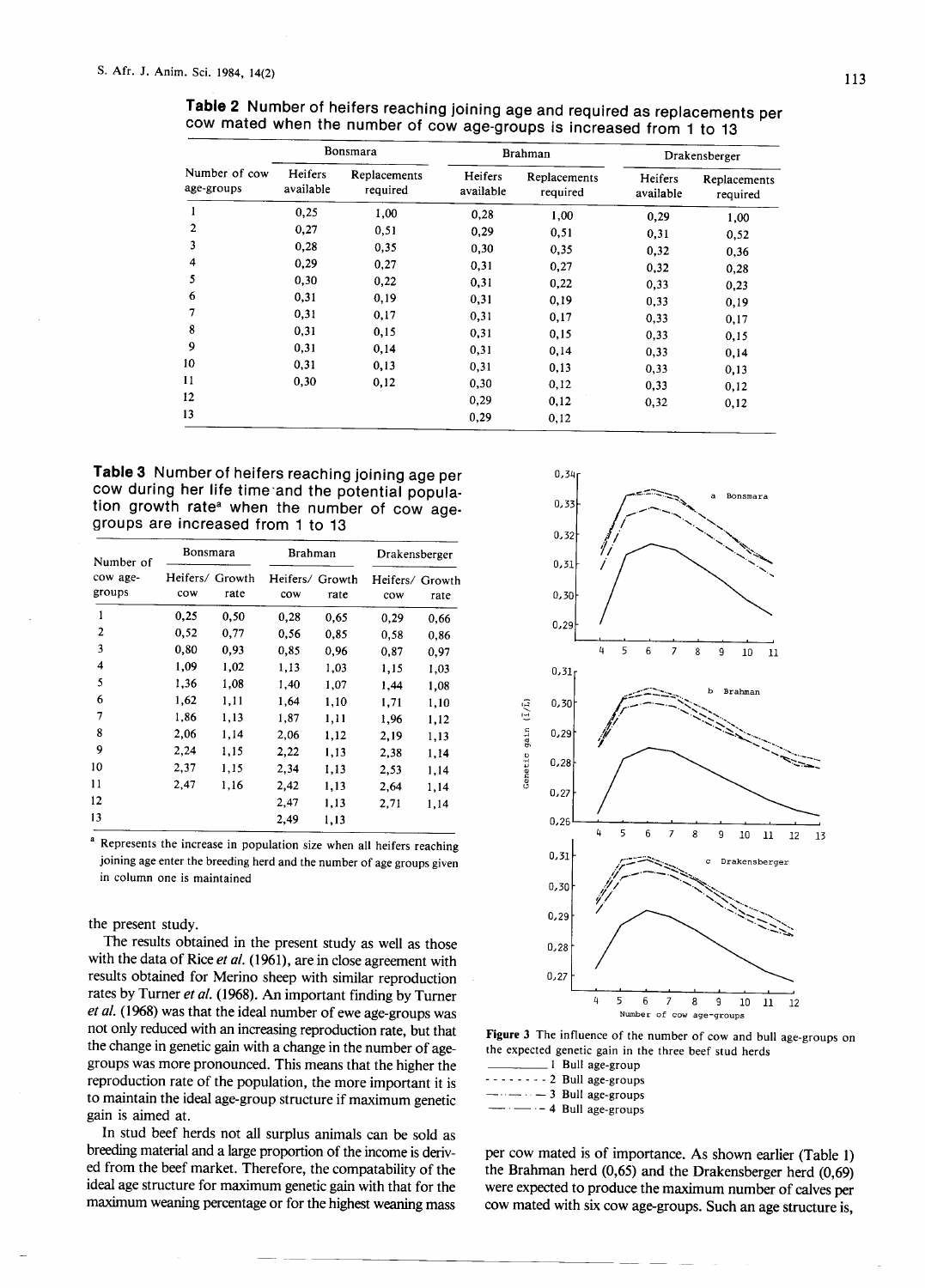**Table 2** Number of heifers reaching joining age and required as replacements per cow mated when the number of cow age-groups is increased from 1 to 13

| Number of cow age-groups | Bonsmara | | Brahman | | Drakensberger | |
|---|---|---|---|---|---|---|
| | Heifers available | Replacements required | Heifers available | Replacements required | Heifers available | Replacements required |
| 1 | 0,25 | 1,00 | 0,28 | 1,00 | 0,29 | 1,00 |
| 2 | 0,27 | 0,51 | 0,29 | 0,51 | 0,31 | 0,52 |
| 3 | 0,28 | 0,35 | 0,30 | 0,35 | 0,32 | 0,36 |
| 4 | 0,29 | 0,27 | 0,31 | 0,27 | 0,32 | 0,28 |
| 5 | 0,30 | 0,22 | 0,31 | 0,22 | 0,33 | 0,23 |
| 6 | 0,31 | 0,19 | 0,31 | 0,19 | 0,33 | 0,19 |
| 7 | 0,31 | 0,17 | 0,31 | 0,17 | 0,33 | 0,17 |
| 8 | 0,31 | 0,15 | 0,31 | 0,15 | 0,33 | 0,15 |
| 9 | 0,31 | 0,14 | 0,31 | 0,14 | 0,33 | 0,14 |
| 10 | 0,31 | 0,13 | 0,31 | 0,13 | 0,33 | 0,13 |
| 11 | 0,30 | 0,12 | 0,30 | 0,12 | 0,33 | 0,12 |
| 12 | | | 0,29 | 0,12 | 0,32 | 0,12 |
| 13 | | | 0,29 | 0,12 | | |

**Table 3** Number of heifers reaching joining age per cow during her life time and the potential population growth rate[a] when the number of cow age-groups are increased from 1 to 13

| Number of cow age-groups | Bonsmara | | Brahman | | Drakensberger | |
|---|---|---|---|---|---|---|
| | Heifers/ cow | Growth rate | Heifers/ cow | Growth rate | Heifers/ cow | Growth rate |
| 1 | 0,25 | 0,50 | 0,28 | 0,65 | 0,29 | 0,66 |
| 2 | 0,52 | 0,77 | 0,56 | 0,85 | 0,58 | 0,86 |
| 3 | 0,80 | 0,93 | 0,85 | 0,96 | 0,87 | 0,97 |
| 4 | 1,09 | 1,02 | 1,13 | 1,03 | 1,15 | 1,03 |
| 5 | 1,36 | 1,08 | 1,40 | 1,07 | 1,44 | 1,08 |
| 6 | 1,62 | 1,11 | 1,64 | 1,10 | 1,71 | 1,10 |
| 7 | 1,86 | 1,13 | 1,87 | 1,11 | 1,96 | 1,12 |
| 8 | 2,06 | 1,14 | 2,06 | 1,12 | 2,19 | 1,13 |
| 9 | 2,24 | 1,15 | 2,22 | 1,13 | 2,38 | 1,14 |
| 10 | 2,37 | 1,15 | 2,34 | 1,13 | 2,53 | 1,14 |
| 11 | 2,47 | 1,16 | 2,42 | 1,13 | 2,64 | 1,14 |
| 12 | | | 2,47 | 1,13 | 2,71 | 1,14 |
| 13 | | | 2,49 | 1,13 | | |

[a] Represents the increase in population size when all heifers reaching joining age enter the breeding herd and the number of age groups given in column one is maintained

the present study.

The results obtained in the present study as well as those with the data of Rice *et al.* (1961), are in close agreement with results obtained for Merino sheep with similar reproduction rates by Turner *et al.* (1968). An important finding by Turner *et al.* (1968) was that the ideal number of ewe age-groups was not only reduced with an increasing reproduction rate, but that the change in genetic gain with a change in the number of age-groups was more pronounced. This means that the higher the reproduction rate of the population, the more important it is to maintain the ideal age-group structure if maximum genetic gain is aimed at.

In stud beef herds not all surplus animals can be sold as breeding material and a large proportion of the income is derived from the beef market. Therefore, the compatability of the ideal age structure for maximum genetic gain with that for the maximum weaning percentage or for the highest weaning mass per cow mated is of importance. As shown earlier (Table 1) the Brahman herd (0,65) and the Drakensberger herd (0,69) were expected to produce the maximum number of calves per cow mated with six cow age-groups. Such an age structure is,

**Figure 3** The influence of the number of cow and bull age-groups on the expected genetic gain in the three beef stud herds

- ——— 1 Bull age-group
- - - - - - 2 Bull age-groups
- —·· — 3 Bull age-groups
- —·—·— 4 Bull age-groups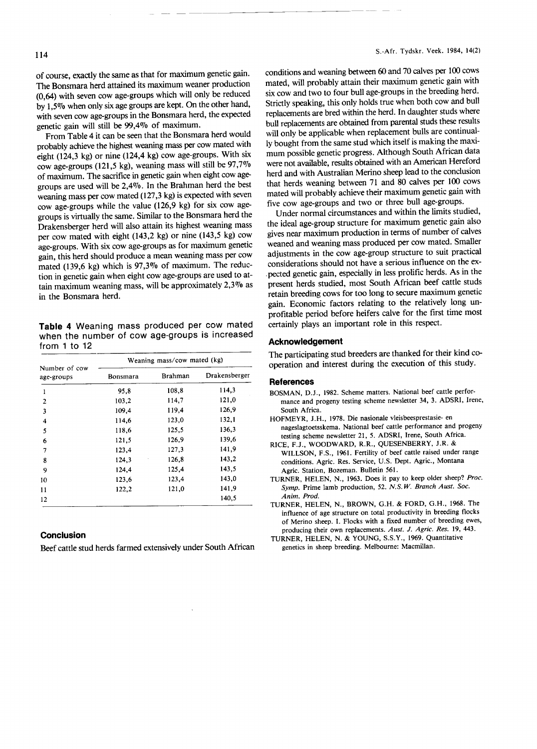of course, exactly the same as that for maximum genetic gain. The Bonsmara herd attained its maximum weaner production (0,64) with seven cow age-groups which will only be reduced by 1,5% when only six age groups are kept. On the other hand, with seven cow age-groups in the Bonsmara herd, the expected genetic gain will still be 99,4% of maximum.

From Table 4 it can be seen that the Bonsmara herd would probably achieve the highest weaning mass per cow mated with eight (124,3 kg) or nine (124,4 kg) cow age-groups. With six cow age-groups (121,5 kg), weaning mass will still be 97,7% of maximum. The sacrifice in genetic gain when eight cow age-groups are used will be 2,4%. In the Brahman herd the best weaning mass per cow mated (127,3 kg) is expected with seven cow age-groups while the value (126,9 kg) for six cow age-groups is virtually the same. Similar to the Bonsmara herd the Drakensberger herd will also attain its highest weaning mass per cow mated with eight (143,2 kg) or nine (143,5 kg) cow age-groups. With six cow age-groups as for maximum genetic gain, this herd should produce a mean weaning mass per cow mated (139,6 kg) which is 97,3% of maximum. The reduction in genetic gain when eight cow age-groups are used to attain maximum weaning mass, will be approximately 2,3% as in the Bonsmara herd.

**Table 4** Weaning mass produced per cow mated when the number of cow age-groups is increased from 1 to 12

| Number of cow age-groups | Weaning mass/cow mated (kg) | | |
|---|---|---|---|
| | Bonsmara | Brahman | Drakensberger |
| 1 | 95,8 | 108,8 | 114,3 |
| 2 | 103,2 | 114,7 | 121,0 |
| 3 | 109,4 | 119,4 | 126,9 |
| 4 | 114,6 | 123,0 | 132,1 |
| 5 | 118,6 | 125,5 | 136,3 |
| 6 | 121,5 | 126,9 | 139,6 |
| 7 | 123,4 | 127,3 | 141,9 |
| 8 | 124,3 | 126,8 | 143,2 |
| 9 | 124,4 | 125,4 | 143,5 |
| 10 | 123,6 | 123,4 | 143,0 |
| 11 | 122,2 | 121,0 | 141,9 |
| 12 | | | 140,5 |

## Conclusion

Beef cattle stud herds farmed extensively under South African conditions and weaning between 60 and 70 calves per 100 cows mated, will probably attain their maximum genetic gain with six cow and two to four bull age-groups in the breeding herd. Strictly speaking, this only holds true when both cow and bull replacements are bred within the herd. In daughter studs where bull replacements are obtained from parental studs these results will only be applicable when replacement bulls are continually bought from the same stud which itself is making the maximum possible genetic progress. Although South African data were not available, results obtained with an American Hereford herd and with Australian Merino sheep lead to the conclusion that herds weaning between 71 and 80 calves per 100 cows mated will probably achieve their maximum genetic gain with five cow age-groups and two or three bull age-groups.

Under normal circumstances and within the limits studied, the ideal age-group structure for maximum genetic gain also gives near maximum production in terms of number of calves weaned and weaning mass produced per cow mated. Smaller adjustments in the cow age-group structure to suit practical considerations should not have a serious influence on the expected genetic gain, especially in less prolific herds. As in the present herds studied, most South African beef cattle studs retain breeding cows for too long to secure maximum genetic gain. Economic factors relating to the relatively long unprofitable period before heifers calve for the first time most certainly plays an important role in this respect.

## Acknowledgement

The participating stud breeders are thanked for their kind co-operation and interest during the execution of this study.

## References

BOSMAN, D.J., 1982. Scheme matters. National beef cattle performance and progeny testing scheme newsletter 34, 3. ADSRI, Irene, South Africa.

HOFMEYR, J.H., 1978. Die nasionale vleisbeesprestasie- en nageslagtoetsskema. National beef cattle performance and progeny testing scheme newsletter 21, 5. ADSRI, Irene, South Africa.

RICE, F.J., WOODWARD, R.R., QUESENBERRY, J.R. & WILLSON, F.S., 1961. Fertility of beef cattle raised under range conditions. Agric. Res. Service, U.S. Dept. Agric., Montana Agric. Station, Bozeman. Bulletin 561.

TURNER, HELEN, N., 1963. Does it pay to keep older sheep? *Proc. Symp.* Prime lamb production, 52. *N.S.W. Branch Aust. Soc. Anim. Prod.*

TURNER, HELEN, N., BROWN, G.H. & FORD, G.H., 1968. The influence of age structure on total productivity in breeding flocks of Merino sheep. I. Flocks with a fixed number of breeding ewes, producing their own replacements. *Aust. J. Agric. Res.* 19, 443.

TURNER, HELEN, N. & YOUNG, S.S.Y., 1969. Quantitative genetics in sheep breeding. Melbourne: Macmillan.